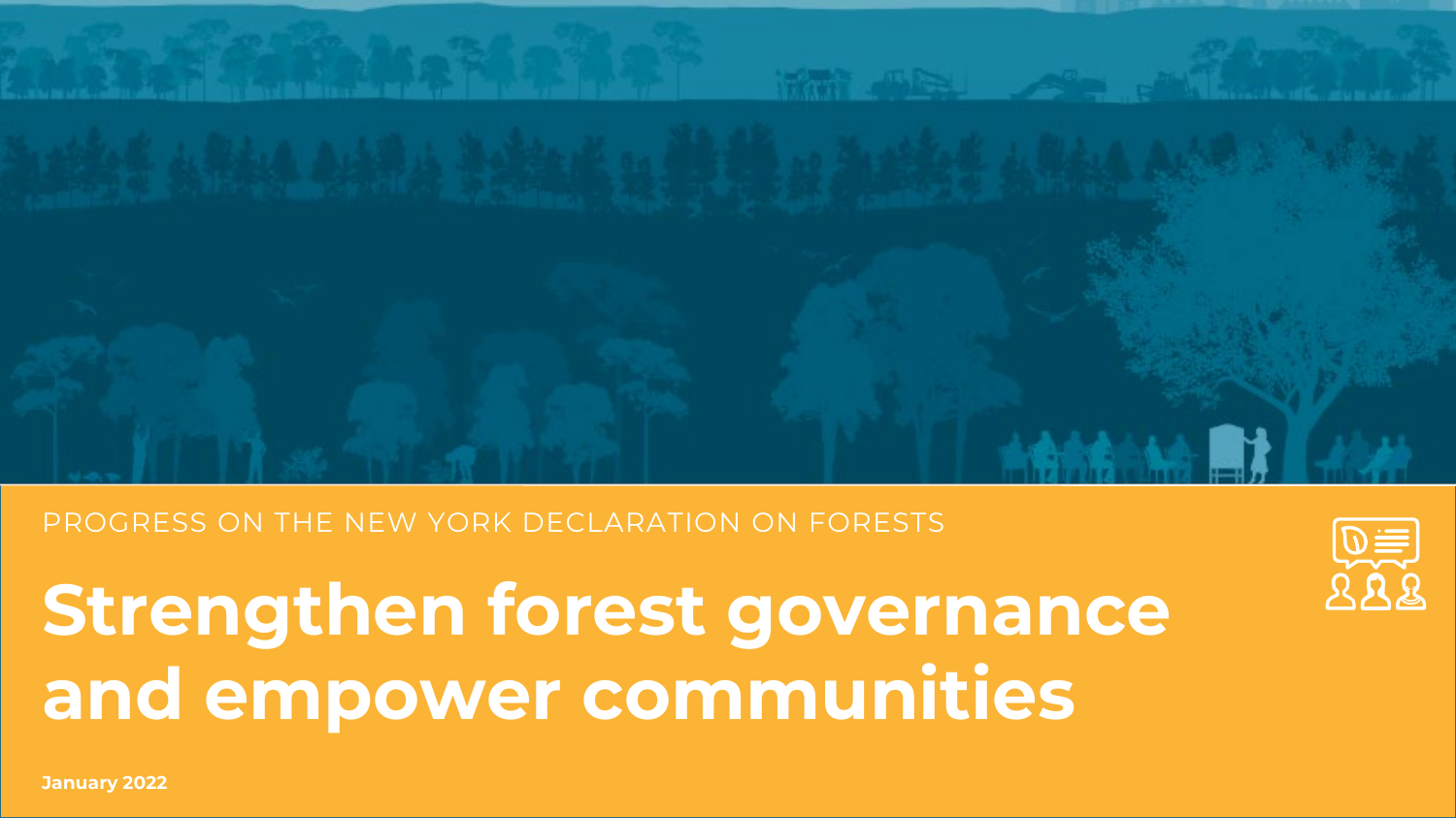PROGRESS ON THE NEW YORK DECLARATION ON FORESTS

# Strengthen forest governance and empower communities

**January 2022**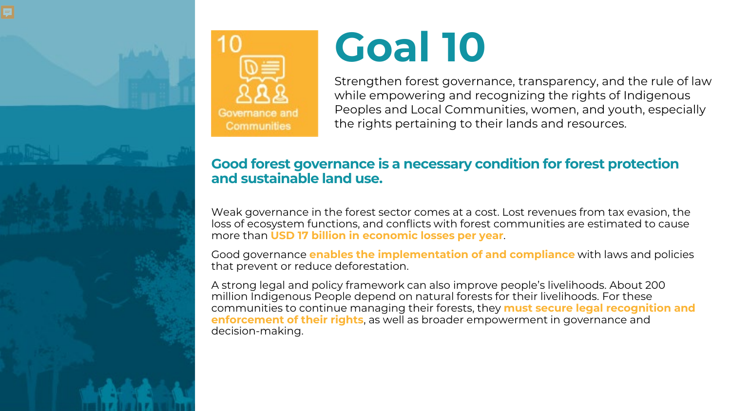10

Governance and Communities

# Goal 10

Strengthen forest governance, transparency, and the rule of law while empowering and recognizing the rights of Indigenous Peoples and Local Communities, women, and youth, especially the rights pertaining to their lands and resources.

## Good forest governance is a necessary condition for forest protection and sustainable land use.

Weak governance in the forest sector comes at a cost. Lost revenues from tax evasion, the loss of ecosystem functions, and conflicts with forest communities are estimated to cause more than **USD 17 billion in economic losses per year**.

Good governance **enables the implementation of and compliance** with laws and policies that prevent or reduce deforestation.

A strong legal and policy framework can also improve people's livelihoods. About 200 million Indigenous People depend on natural forests for their livelihoods. For these communities to continue managing their forests, they **must secure legal recognition and enforcement of their rights**, as well as broader empowerment in governance and decision-making.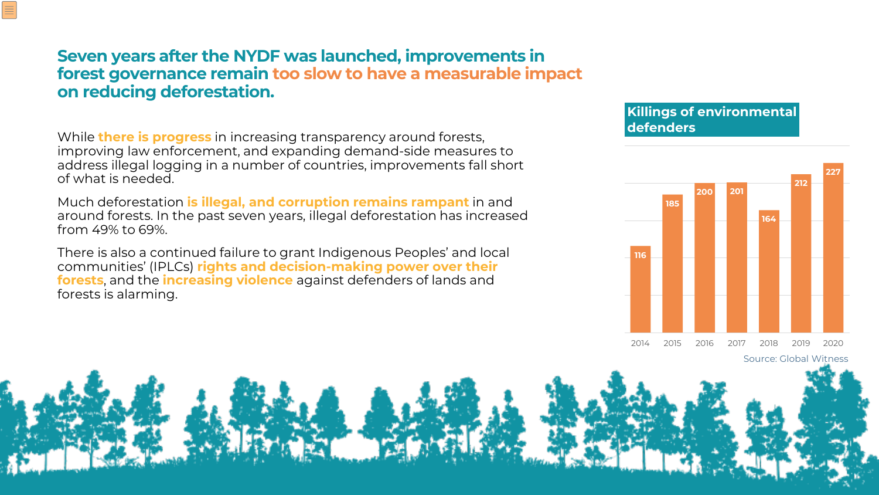## Seven years after the NYDF was launched, improvements in forest governance remain too slow to have a measurable impact on reducing deforestation.

While **there is progress** in increasing transparency around forests, improving law enforcement, and expanding demand-side measures to address illegal logging in a number of countries, improvements fall short of what is needed.

Much deforestation **is illegal, and corruption remains rampant** in and around forests. In the past seven years, illegal deforestation has increased from 49% to 69%.

There is also a continued failure to grant Indigenous Peoples' and local communities' (IPLCs) **rights and decision-making power over their forests**, and the **increasing violence** against defenders of lands and forests is alarming.

### Killings of environmental defenders

| Year | Killings |
|---|---|
| 2014 | 116 |
| 2015 | 185 |
| 2016 | 200 |
| 2017 | 201 |
| 2018 | 164 |
| 2019 | 212 |
| 2020 | 227 |

Source: Global Witness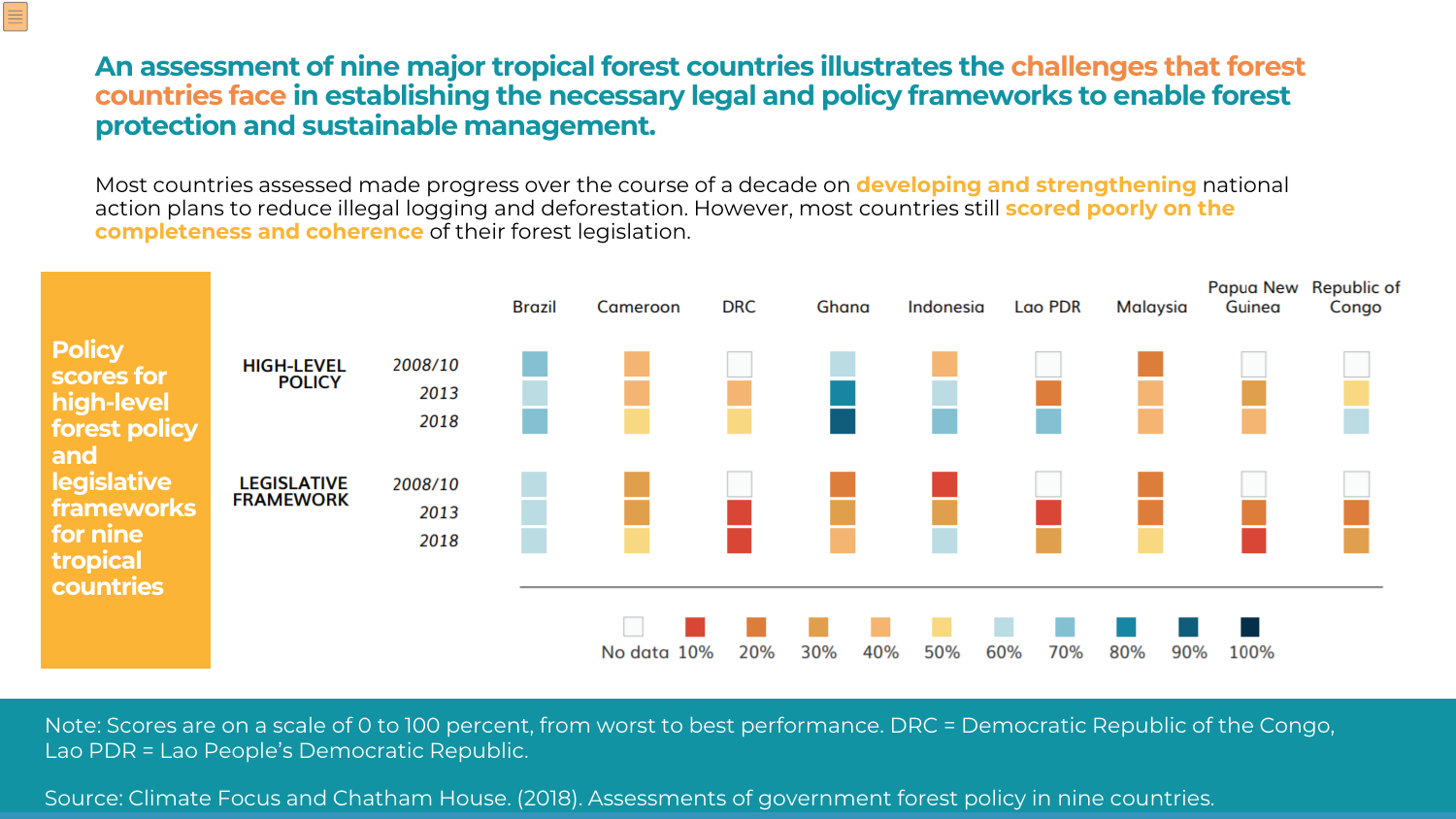## An assessment of nine major tropical forest countries illustrates the challenges that forest countries face in establishing the necessary legal and policy frameworks to enable forest protection and sustainable management.

Most countries assessed made progress over the course of a decade on **developing and strengthening** national action plans to reduce illegal logging and deforestation. However, most countries still **scored poorly on the completeness and coherence** of their forest legislation.

**Policy scores for high-level forest policy and legislative frameworks for nine tropical countries**

| | Year | Brazil | Cameroon | DRC | Ghana | Indonesia | Lao PDR | Malaysia | Papua New Guinea | Republic of Congo |
|---|---|---|---|---|---|---|---|---|---|---|
| HIGH-LEVEL POLICY | 2008/10 | 70% | 40% | No data | 60% | 40% | No data | 20% | No data | No data |
| | 2013 | 60% | 40% | 40% | 80% | 60% | 20% | 40% | 30% | 50% |
| | 2018 | 70% | 50% | 50% | 90% | 70% | 70% | 40% | 40% | 60% |
| LEGISLATIVE FRAMEWORK | 2008/10 | 60% | 30% | No data | 20% | 10% | No data | 20% | No data | No data |
| | 2013 | 60% | 30% | 10% | 30% | 30% | 10% | 20% | 20% | 20% |
| | 2018 | 60% | 50% | 10% | 40% | 60% | 30% | 50% | 10% | 30% |

Legend: No data, 10%, 20%, 30%, 40%, 50%, 60%, 70%, 80%, 90%, 100%

Note: Scores are on a scale of 0 to 100 percent, from worst to best performance. DRC = Democratic Republic of the Congo, Lao PDR = Lao People's Democratic Republic.

Source: Climate Focus and Chatham House. (2018). Assessments of government forest policy in nine countries.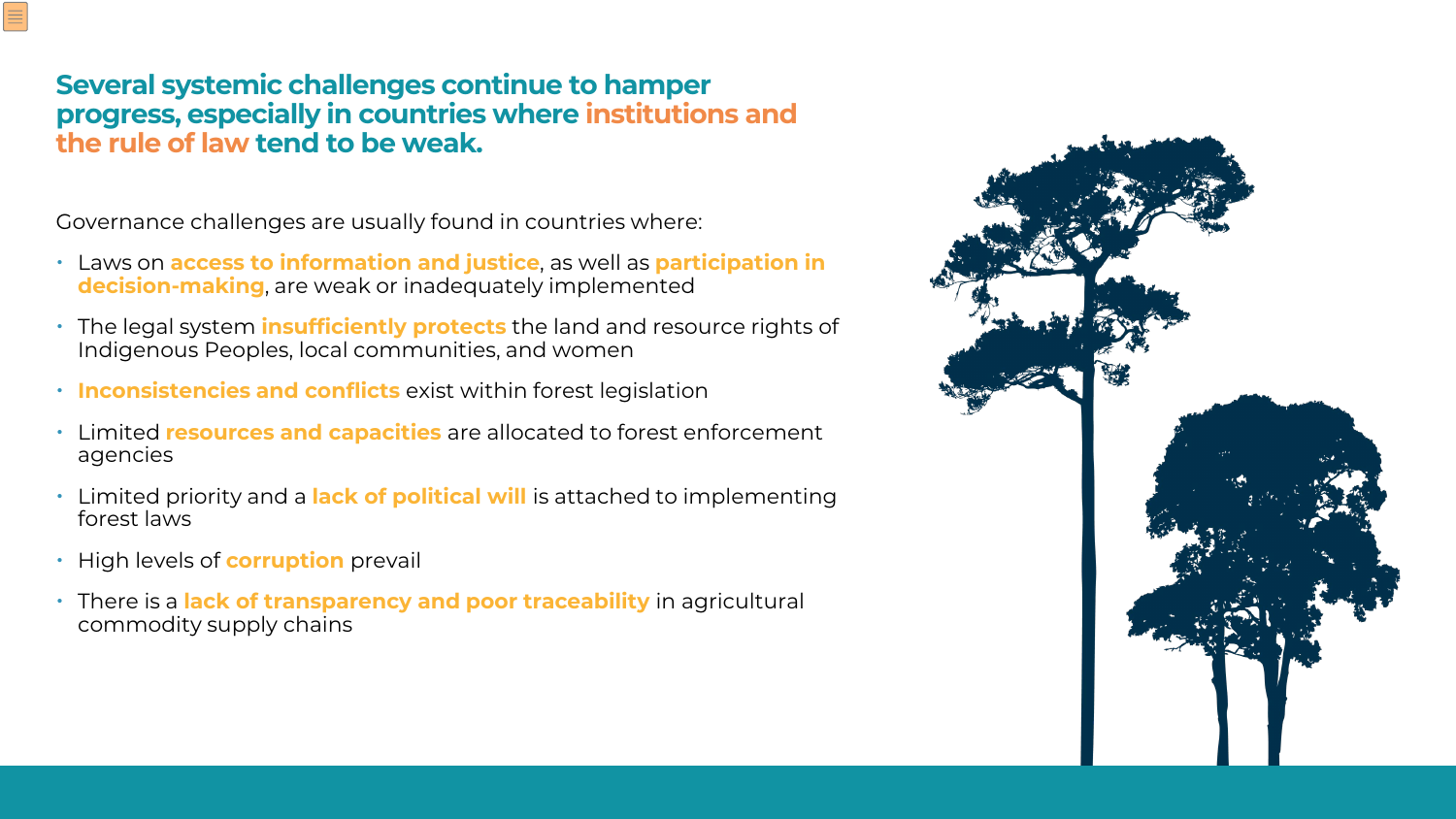# Several systemic challenges continue to hamper progress, especially in countries where institutions and the rule of law tend to be weak.

Governance challenges are usually found in countries where:

- Laws on **access to information and justice**, as well as **participation in decision-making**, are weak or inadequately implemented
- The legal system **insufficiently protects** the land and resource rights of Indigenous Peoples, local communities, and women
- **Inconsistencies and conflicts** exist within forest legislation
- Limited **resources and capacities** are allocated to forest enforcement agencies
- Limited priority and a **lack of political will** is attached to implementing forest laws
- High levels of **corruption** prevail
- There is a **lack of transparency and poor traceability** in agricultural commodity supply chains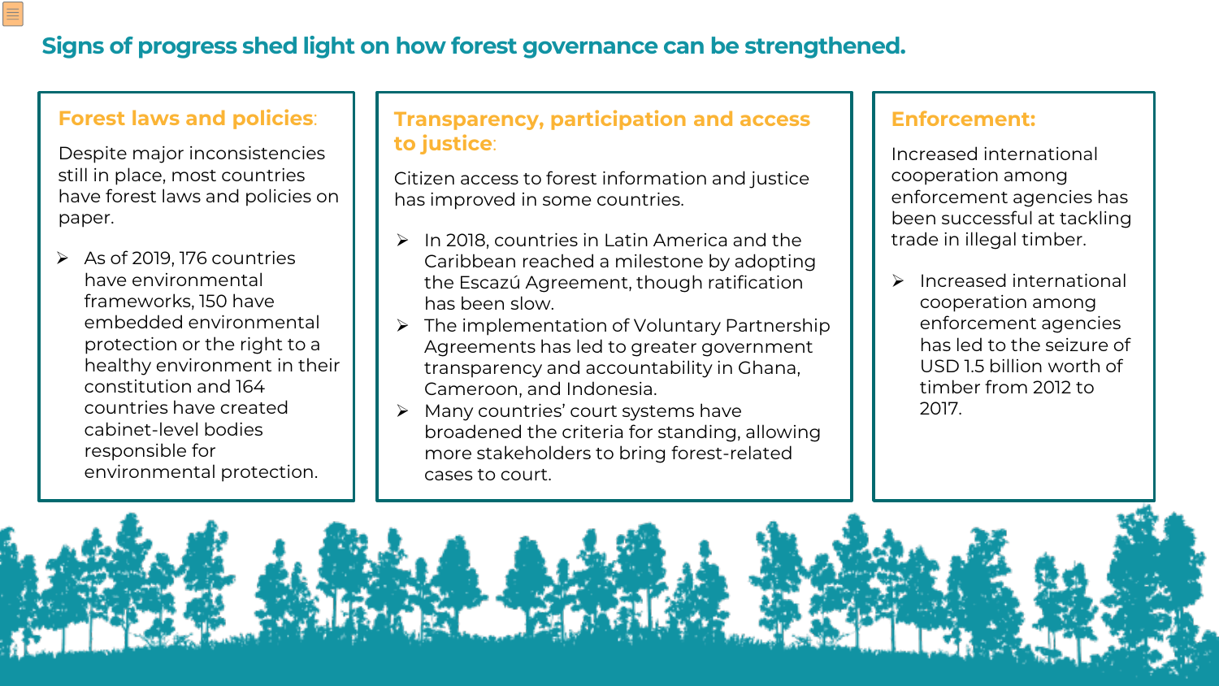# Signs of progress shed light on how forest governance can be strengthened.

## Forest laws and policies:

Despite major inconsistencies still in place, most countries have forest laws and policies on paper.

- As of 2019, 176 countries have environmental frameworks, 150 have embedded environmental protection or the right to a healthy environment in their constitution and 164 countries have created cabinet-level bodies responsible for environmental protection.

## Transparency, participation and access to justice:

Citizen access to forest information and justice has improved in some countries.

- In 2018, countries in Latin America and the Caribbean reached a milestone by adopting the Escazú Agreement, though ratification has been slow.
- The implementation of Voluntary Partnership Agreements has led to greater government transparency and accountability in Ghana, Cameroon, and Indonesia.
- Many countries' court systems have broadened the criteria for standing, allowing more stakeholders to bring forest-related cases to court.

## Enforcement:

Increased international cooperation among enforcement agencies has been successful at tackling trade in illegal timber.

- Increased international cooperation among enforcement agencies has led to the seizure of USD 1.5 billion worth of timber from 2012 to 2017.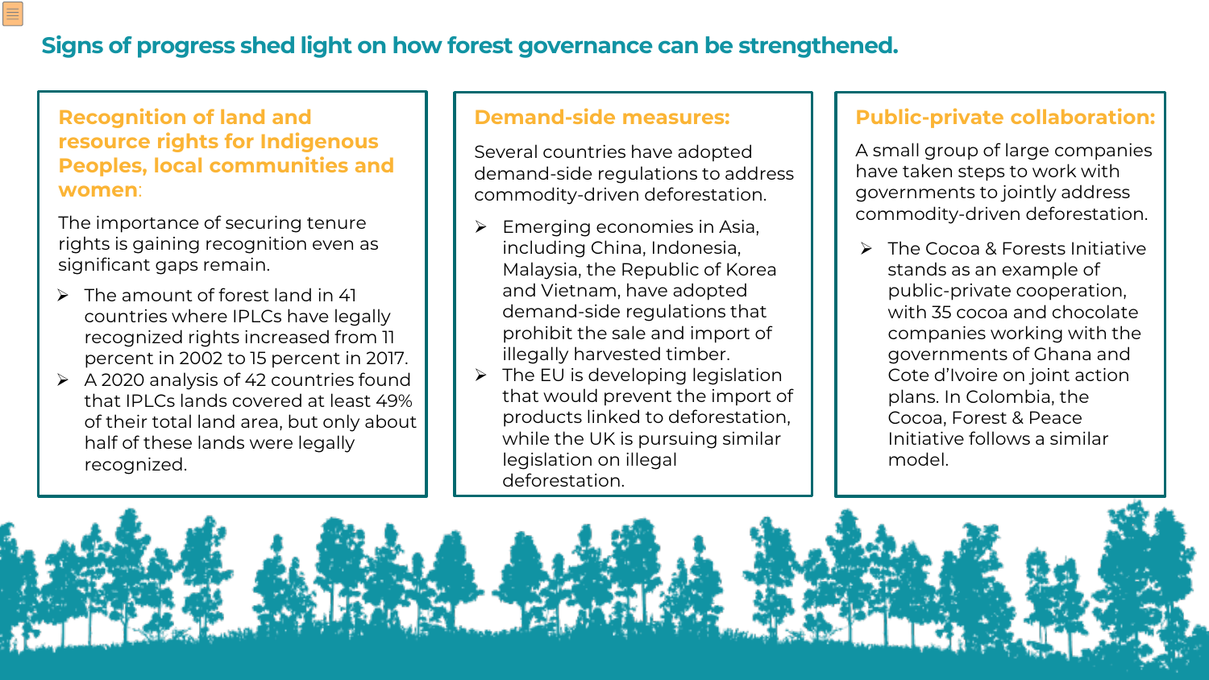# Signs of progress shed light on how forest governance can be strengthened.

## Recognition of land and resource rights for Indigenous Peoples, local communities and women:

The importance of securing tenure rights is gaining recognition even as significant gaps remain.

- The amount of forest land in 41 countries where IPLCs have legally recognized rights increased from 11 percent in 2002 to 15 percent in 2017.
- A 2020 analysis of 42 countries found that IPLCs lands covered at least 49% of their total land area, but only about half of these lands were legally recognized.

## Demand-side measures:

Several countries have adopted demand-side regulations to address commodity-driven deforestation.

- Emerging economies in Asia, including China, Indonesia, Malaysia, the Republic of Korea and Vietnam, have adopted demand-side regulations that prohibit the sale and import of illegally harvested timber.
- The EU is developing legislation that would prevent the import of products linked to deforestation, while the UK is pursuing similar legislation on illegal deforestation.

## Public-private collaboration:

A small group of large companies have taken steps to work with governments to jointly address commodity-driven deforestation.

- The Cocoa & Forests Initiative stands as an example of public-private cooperation, with 35 cocoa and chocolate companies working with the governments of Ghana and Cote d'Ivoire on joint action plans. In Colombia, the Cocoa, Forest & Peace Initiative follows a similar model.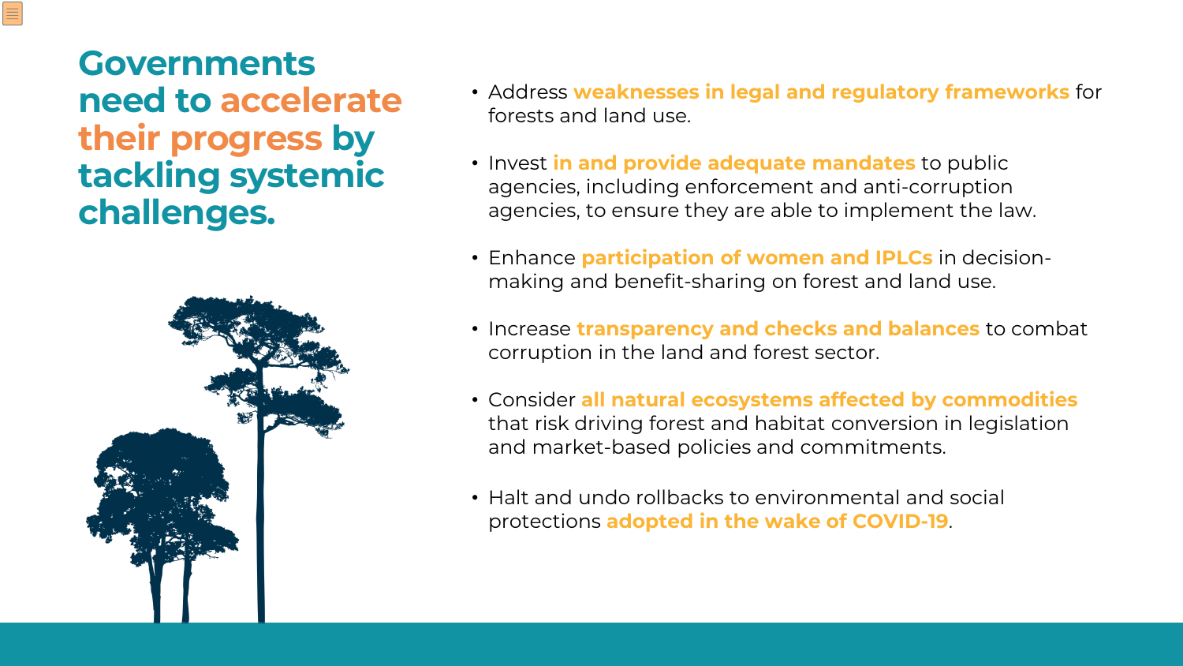# Governments need to accelerate their progress by tackling systemic challenges.

- Address **weaknesses in legal and regulatory frameworks** for forests and land use.
- Invest **in and provide adequate mandates** to public agencies, including enforcement and anti-corruption agencies, to ensure they are able to implement the law.
- Enhance **participation of women and IPLCs** in decision-making and benefit-sharing on forest and land use.
- Increase **transparency and checks and balances** to combat corruption in the land and forest sector.
- Consider **all natural ecosystems affected by commodities** that risk driving forest and habitat conversion in legislation and market-based policies and commitments.
- Halt and undo rollbacks to environmental and social protections **adopted in the wake of COVID-19**.